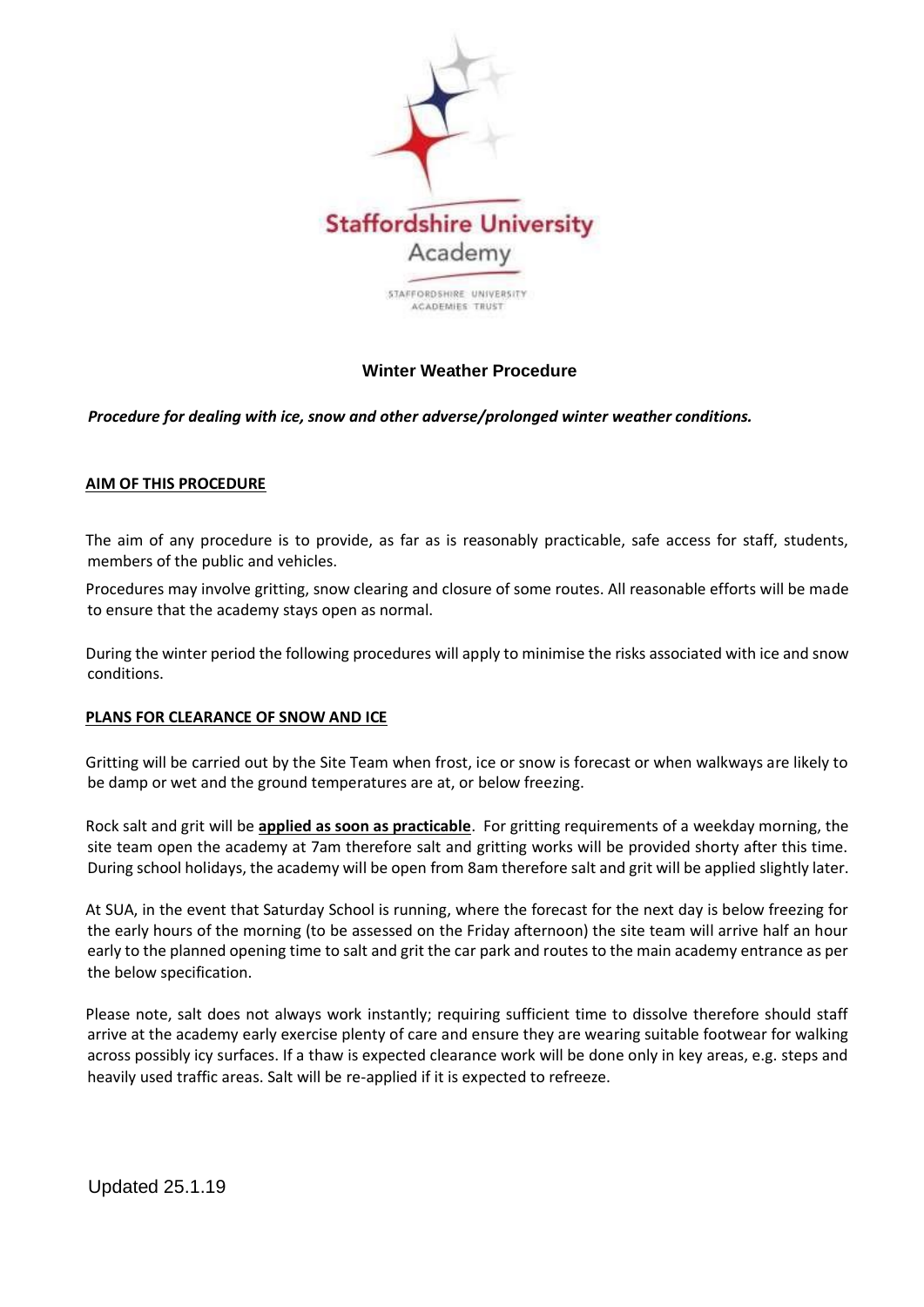Staffordshire University Academy

STAFFORDSHIRE UNIVERSITY ACADEMIES TRUST

# Winter Weather Procedure

***Procedure for dealing with ice, snow and other adverse/prolonged winter weather conditions.***

## AIM OF THIS PROCEDURE

The aim of any procedure is to provide, as far as is reasonably practicable, safe access for staff, students, members of the public and vehicles.

Procedures may involve gritting, snow clearing and closure of some routes. All reasonable efforts will be made to ensure that the academy stays open as normal.

During the winter period the following procedures will apply to minimise the risks associated with ice and snow conditions.

## PLANS FOR CLEARANCE OF SNOW AND ICE

Gritting will be carried out by the Site Team when frost, ice or snow is forecast or when walkways are likely to be damp or wet and the ground temperatures are at, or below freezing.

Rock salt and grit will be **applied as soon as practicable**. For gritting requirements of a weekday morning, the site team open the academy at 7am therefore salt and gritting works will be provided shorty after this time. During school holidays, the academy will be open from 8am therefore salt and grit will be applied slightly later.

At SUA, in the event that Saturday School is running, where the forecast for the next day is below freezing for the early hours of the morning (to be assessed on the Friday afternoon) the site team will arrive half an hour early to the planned opening time to salt and grit the car park and routes to the main academy entrance as per the below specification.

Please note, salt does not always work instantly; requiring sufficient time to dissolve therefore should staff arrive at the academy early exercise plenty of care and ensure they are wearing suitable footwear for walking across possibly icy surfaces. If a thaw is expected clearance work will be done only in key areas, e.g. steps and heavily used traffic areas. Salt will be re-applied if it is expected to refreeze.

Updated 25.1.19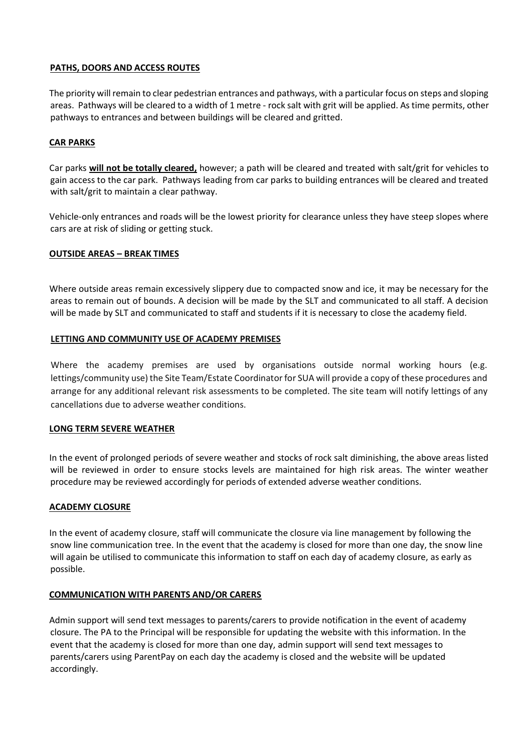**PATHS, DOORS AND ACCESS ROUTES**

The priority will remain to clear pedestrian entrances and pathways, with a particular focus on steps and sloping areas. Pathways will be cleared to a width of 1 metre - rock salt with grit will be applied. As time permits, other pathways to entrances and between buildings will be cleared and gritted.

**CAR PARKS**

Car parks **will not be totally cleared,** however; a path will be cleared and treated with salt/grit for vehicles to gain access to the car park. Pathways leading from car parks to building entrances will be cleared and treated with salt/grit to maintain a clear pathway.

Vehicle-only entrances and roads will be the lowest priority for clearance unless they have steep slopes where cars are at risk of sliding or getting stuck.

**OUTSIDE AREAS – BREAK TIMES**

Where outside areas remain excessively slippery due to compacted snow and ice, it may be necessary for the areas to remain out of bounds. A decision will be made by the SLT and communicated to all staff. A decision will be made by SLT and communicated to staff and students if it is necessary to close the academy field.

**LETTING AND COMMUNITY USE OF ACADEMY PREMISES**

Where the academy premises are used by organisations outside normal working hours (e.g. lettings/community use) the Site Team/Estate Coordinator for SUA will provide a copy of these procedures and arrange for any additional relevant risk assessments to be completed. The site team will notify lettings of any cancellations due to adverse weather conditions.

**LONG TERM SEVERE WEATHER**

In the event of prolonged periods of severe weather and stocks of rock salt diminishing, the above areas listed will be reviewed in order to ensure stocks levels are maintained for high risk areas. The winter weather procedure may be reviewed accordingly for periods of extended adverse weather conditions.

**ACADEMY CLOSURE**

In the event of academy closure, staff will communicate the closure via line management by following the snow line communication tree. In the event that the academy is closed for more than one day, the snow line will again be utilised to communicate this information to staff on each day of academy closure, as early as possible.

**COMMUNICATION WITH PARENTS AND/OR CARERS**

Admin support will send text messages to parents/carers to provide notification in the event of academy closure. The PA to the Principal will be responsible for updating the website with this information. In the event that the academy is closed for more than one day, admin support will send text messages to parents/carers using ParentPay on each day the academy is closed and the website will be updated accordingly.